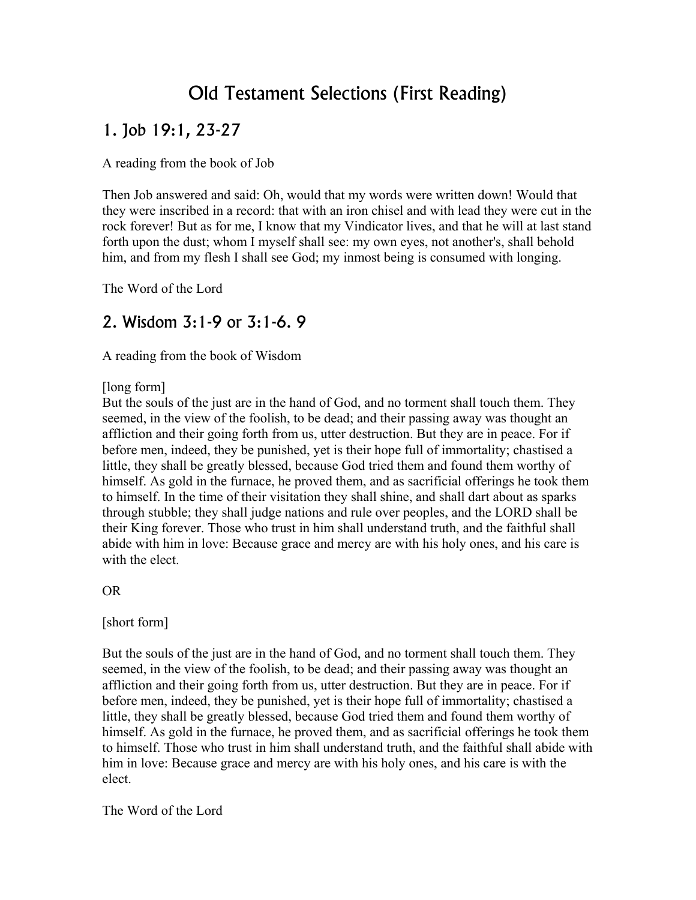# Old Testament Selections (First Reading)

## 1. Job 19:1, 23-27

A reading from the book of Job

Then Job answered and said: Oh, would that my words were written down! Would that they were inscribed in a record: that with an iron chisel and with lead they were cut in the rock forever! But as for me, I know that my Vindicator lives, and that he will at last stand forth upon the dust; whom I myself shall see: my own eyes, not another's, shall behold him, and from my flesh I shall see God; my inmost being is consumed with longing.

The Word of the Lord

## 2. Wisdom 3:1-9 or 3:1-6. 9

A reading from the book of Wisdom

[long form]
But the souls of the just are in the hand of God, and no torment shall touch them. They seemed, in the view of the foolish, to be dead; and their passing away was thought an affliction and their going forth from us, utter destruction. But they are in peace. For if before men, indeed, they be punished, yet is their hope full of immortality; chastised a little, they shall be greatly blessed, because God tried them and found them worthy of himself. As gold in the furnace, he proved them, and as sacrificial offerings he took them to himself. In the time of their visitation they shall shine, and shall dart about as sparks through stubble; they shall judge nations and rule over peoples, and the LORD shall be their King forever. Those who trust in him shall understand truth, and the faithful shall abide with him in love: Because grace and mercy are with his holy ones, and his care is with the elect.

OR

[short form]

But the souls of the just are in the hand of God, and no torment shall touch them. They seemed, in the view of the foolish, to be dead; and their passing away was thought an affliction and their going forth from us, utter destruction. But they are in peace. For if before men, indeed, they be punished, yet is their hope full of immortality; chastised a little, they shall be greatly blessed, because God tried them and found them worthy of himself. As gold in the furnace, he proved them, and as sacrificial offerings he took them to himself. Those who trust in him shall understand truth, and the faithful shall abide with him in love: Because grace and mercy are with his holy ones, and his care is with the elect.

The Word of the Lord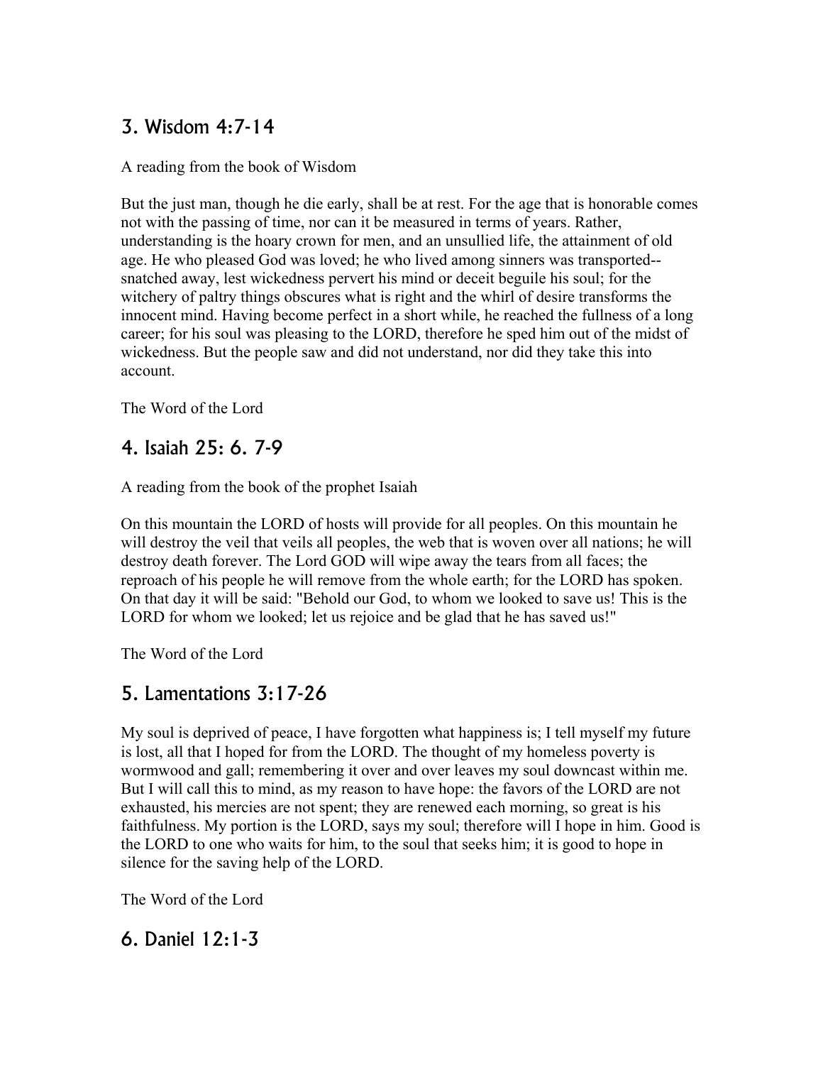## 3. Wisdom 4:7-14

A reading from the book of Wisdom

But the just man, though he die early, shall be at rest. For the age that is honorable comes not with the passing of time, nor can it be measured in terms of years. Rather, understanding is the hoary crown for men, and an unsullied life, the attainment of old age. He who pleased God was loved; he who lived among sinners was transported--snatched away, lest wickedness pervert his mind or deceit beguile his soul; for the witchery of paltry things obscures what is right and the whirl of desire transforms the innocent mind. Having become perfect in a short while, he reached the fullness of a long career; for his soul was pleasing to the LORD, therefore he sped him out of the midst of wickedness. But the people saw and did not understand, nor did they take this into account.

The Word of the Lord

## 4. Isaiah 25: 6. 7-9

A reading from the book of the prophet Isaiah

On this mountain the LORD of hosts will provide for all peoples. On this mountain he will destroy the veil that veils all peoples, the web that is woven over all nations; he will destroy death forever. The Lord GOD will wipe away the tears from all faces; the reproach of his people he will remove from the whole earth; for the LORD has spoken. On that day it will be said: "Behold our God, to whom we looked to save us! This is the LORD for whom we looked; let us rejoice and be glad that he has saved us!"

The Word of the Lord

## 5. Lamentations 3:17-26

My soul is deprived of peace, I have forgotten what happiness is; I tell myself my future is lost, all that I hoped for from the LORD. The thought of my homeless poverty is wormwood and gall; remembering it over and over leaves my soul downcast within me. But I will call this to mind, as my reason to have hope: the favors of the LORD are not exhausted, his mercies are not spent; they are renewed each morning, so great is his faithfulness. My portion is the LORD, says my soul; therefore will I hope in him. Good is the LORD to one who waits for him, to the soul that seeks him; it is good to hope in silence for the saving help of the LORD.

The Word of the Lord

## 6. Daniel 12:1-3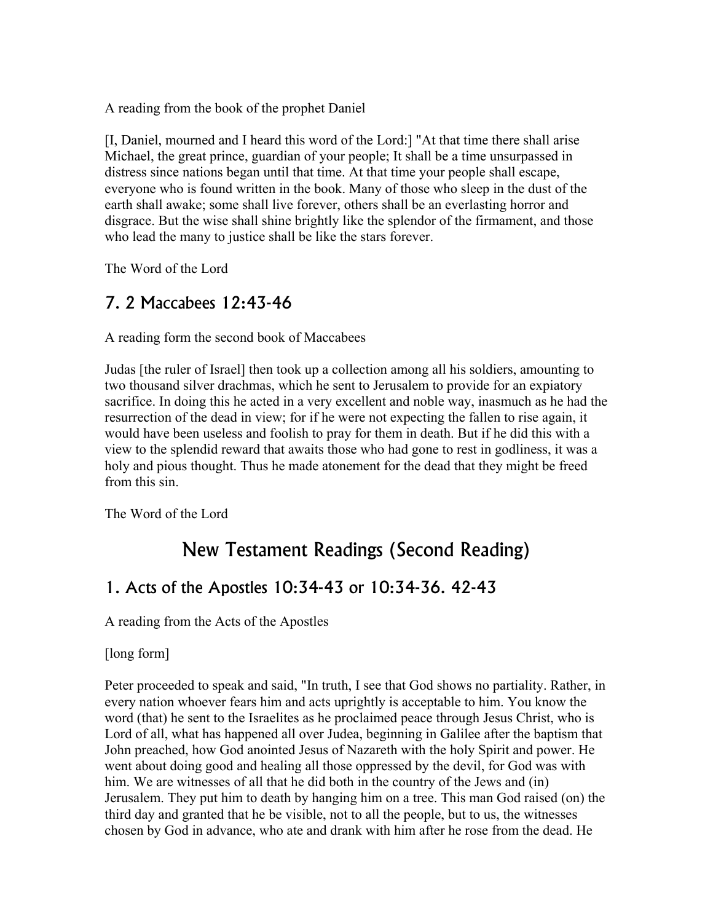A reading from the book of the prophet Daniel

[I, Daniel, mourned and I heard this word of the Lord:] "At that time there shall arise Michael, the great prince, guardian of your people; It shall be a time unsurpassed in distress since nations began until that time. At that time your people shall escape, everyone who is found written in the book. Many of those who sleep in the dust of the earth shall awake; some shall live forever, others shall be an everlasting horror and disgrace. But the wise shall shine brightly like the splendor of the firmament, and those who lead the many to justice shall be like the stars forever.

The Word of the Lord

## 7. 2 Maccabees 12:43-46

A reading form the second book of Maccabees

Judas [the ruler of Israel] then took up a collection among all his soldiers, amounting to two thousand silver drachmas, which he sent to Jerusalem to provide for an expiatory sacrifice. In doing this he acted in a very excellent and noble way, inasmuch as he had the resurrection of the dead in view; for if he were not expecting the fallen to rise again, it would have been useless and foolish to pray for them in death. But if he did this with a view to the splendid reward that awaits those who had gone to rest in godliness, it was a holy and pious thought. Thus he made atonement for the dead that they might be freed from this sin.

The Word of the Lord

# New Testament Readings (Second Reading)

## 1. Acts of the Apostles 10:34-43 or 10:34-36. 42-43

A reading from the Acts of the Apostles

[long form]

Peter proceeded to speak and said, "In truth, I see that God shows no partiality. Rather, in every nation whoever fears him and acts uprightly is acceptable to him. You know the word (that) he sent to the Israelites as he proclaimed peace through Jesus Christ, who is Lord of all, what has happened all over Judea, beginning in Galilee after the baptism that John preached, how God anointed Jesus of Nazareth with the holy Spirit and power. He went about doing good and healing all those oppressed by the devil, for God was with him. We are witnesses of all that he did both in the country of the Jews and (in) Jerusalem. They put him to death by hanging him on a tree. This man God raised (on) the third day and granted that he be visible, not to all the people, but to us, the witnesses chosen by God in advance, who ate and drank with him after he rose from the dead. He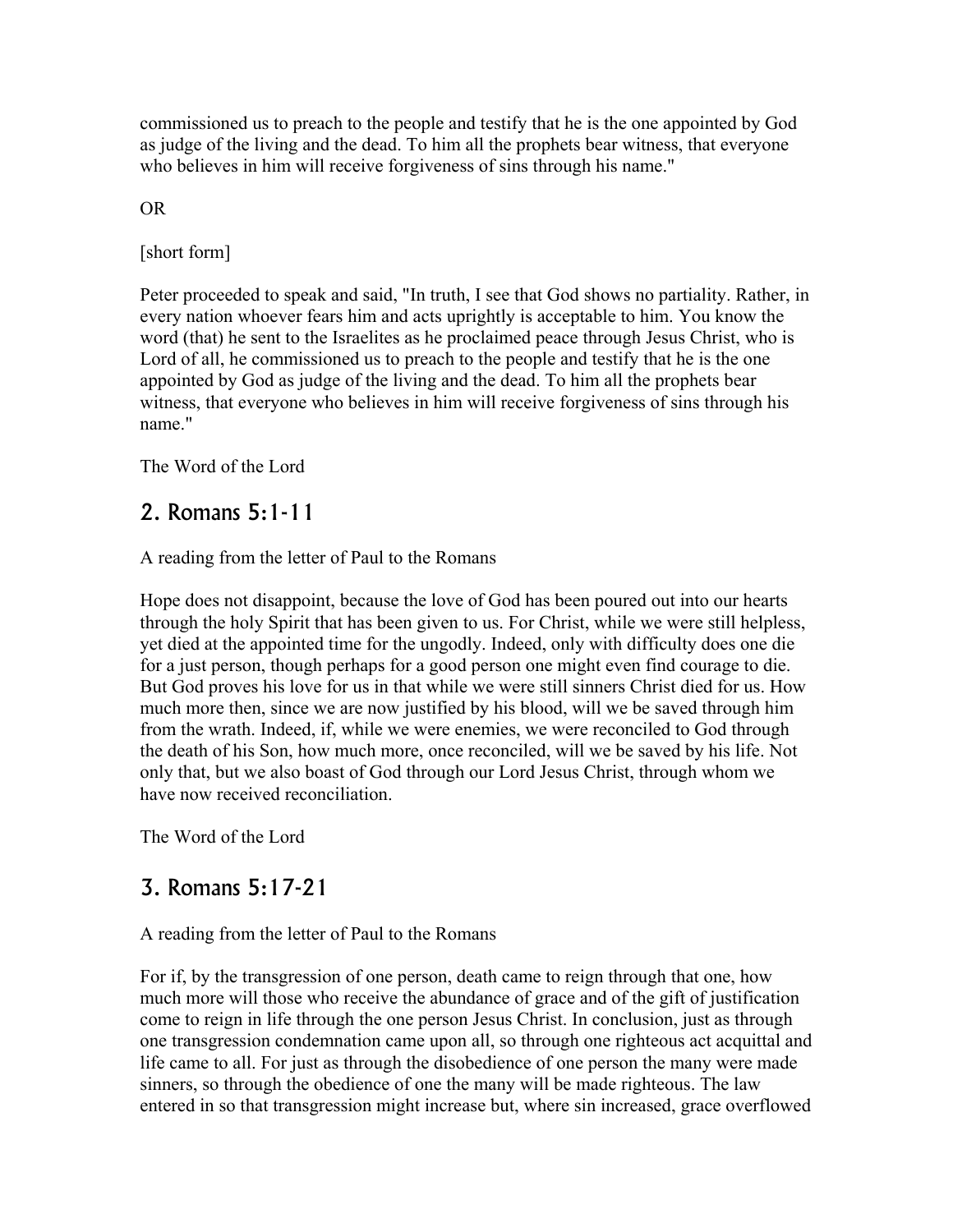commissioned us to preach to the people and testify that he is the one appointed by God as judge of the living and the dead. To him all the prophets bear witness, that everyone who believes in him will receive forgiveness of sins through his name."

OR

[short form]

Peter proceeded to speak and said, "In truth, I see that God shows no partiality. Rather, in every nation whoever fears him and acts uprightly is acceptable to him. You know the word (that) he sent to the Israelites as he proclaimed peace through Jesus Christ, who is Lord of all, he commissioned us to preach to the people and testify that he is the one appointed by God as judge of the living and the dead. To him all the prophets bear witness, that everyone who believes in him will receive forgiveness of sins through his name."

The Word of the Lord

## 2. Romans 5:1-11

A reading from the letter of Paul to the Romans

Hope does not disappoint, because the love of God has been poured out into our hearts through the holy Spirit that has been given to us. For Christ, while we were still helpless, yet died at the appointed time for the ungodly. Indeed, only with difficulty does one die for a just person, though perhaps for a good person one might even find courage to die. But God proves his love for us in that while we were still sinners Christ died for us. How much more then, since we are now justified by his blood, will we be saved through him from the wrath. Indeed, if, while we were enemies, we were reconciled to God through the death of his Son, how much more, once reconciled, will we be saved by his life. Not only that, but we also boast of God through our Lord Jesus Christ, through whom we have now received reconciliation.

The Word of the Lord

## 3. Romans 5:17-21

A reading from the letter of Paul to the Romans

For if, by the transgression of one person, death came to reign through that one, how much more will those who receive the abundance of grace and of the gift of justification come to reign in life through the one person Jesus Christ. In conclusion, just as through one transgression condemnation came upon all, so through one righteous act acquittal and life came to all. For just as through the disobedience of one person the many were made sinners, so through the obedience of one the many will be made righteous. The law entered in so that transgression might increase but, where sin increased, grace overflowed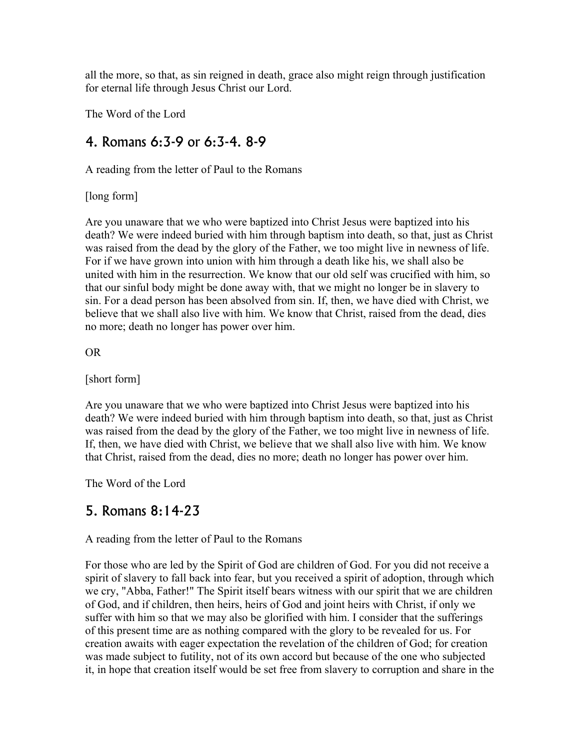all the more, so that, as sin reigned in death, grace also might reign through justification for eternal life through Jesus Christ our Lord.

The Word of the Lord

## 4. Romans 6:3-9 or 6:3-4. 8-9

A reading from the letter of Paul to the Romans

[long form]

Are you unaware that we who were baptized into Christ Jesus were baptized into his death? We were indeed buried with him through baptism into death, so that, just as Christ was raised from the dead by the glory of the Father, we too might live in newness of life. For if we have grown into union with him through a death like his, we shall also be united with him in the resurrection. We know that our old self was crucified with him, so that our sinful body might be done away with, that we might no longer be in slavery to sin. For a dead person has been absolved from sin. If, then, we have died with Christ, we believe that we shall also live with him. We know that Christ, raised from the dead, dies no more; death no longer has power over him.

OR

[short form]

Are you unaware that we who were baptized into Christ Jesus were baptized into his death? We were indeed buried with him through baptism into death, so that, just as Christ was raised from the dead by the glory of the Father, we too might live in newness of life. If, then, we have died with Christ, we believe that we shall also live with him. We know that Christ, raised from the dead, dies no more; death no longer has power over him.

The Word of the Lord

## 5. Romans 8:14-23

A reading from the letter of Paul to the Romans

For those who are led by the Spirit of God are children of God. For you did not receive a spirit of slavery to fall back into fear, but you received a spirit of adoption, through which we cry, "Abba, Father!" The Spirit itself bears witness with our spirit that we are children of God, and if children, then heirs, heirs of God and joint heirs with Christ, if only we suffer with him so that we may also be glorified with him. I consider that the sufferings of this present time are as nothing compared with the glory to be revealed for us. For creation awaits with eager expectation the revelation of the children of God; for creation was made subject to futility, not of its own accord but because of the one who subjected it, in hope that creation itself would be set free from slavery to corruption and share in the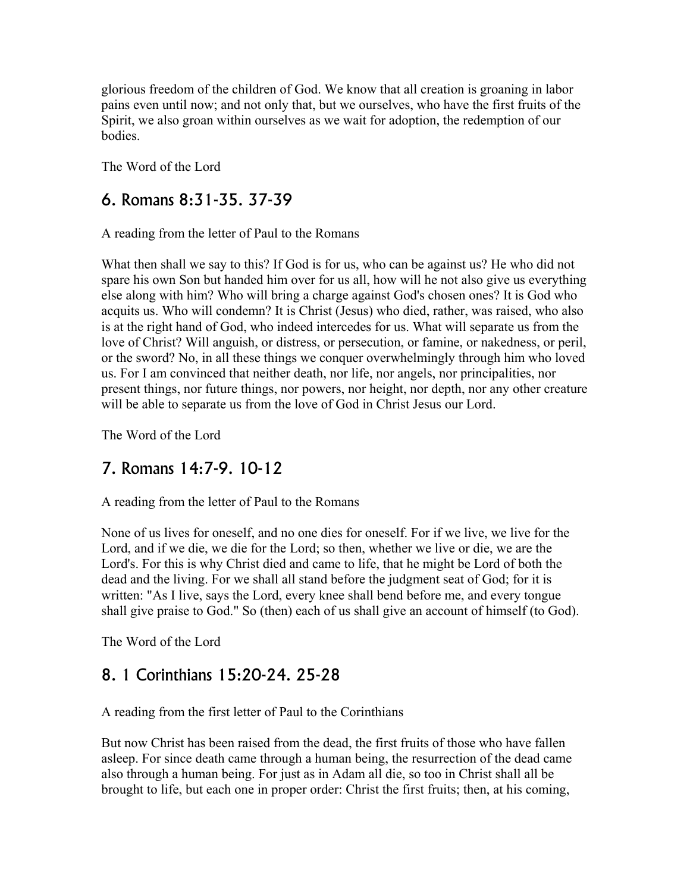glorious freedom of the children of God. We know that all creation is groaning in labor pains even until now; and not only that, but we ourselves, who have the first fruits of the Spirit, we also groan within ourselves as we wait for adoption, the redemption of our bodies.

The Word of the Lord

## 6. Romans 8:31-35. 37-39

A reading from the letter of Paul to the Romans

What then shall we say to this? If God is for us, who can be against us? He who did not spare his own Son but handed him over for us all, how will he not also give us everything else along with him? Who will bring a charge against God's chosen ones? It is God who acquits us. Who will condemn? It is Christ (Jesus) who died, rather, was raised, who also is at the right hand of God, who indeed intercedes for us. What will separate us from the love of Christ? Will anguish, or distress, or persecution, or famine, or nakedness, or peril, or the sword? No, in all these things we conquer overwhelmingly through him who loved us. For I am convinced that neither death, nor life, nor angels, nor principalities, nor present things, nor future things, nor powers, nor height, nor depth, nor any other creature will be able to separate us from the love of God in Christ Jesus our Lord.

The Word of the Lord

## 7. Romans 14:7-9. 10-12

A reading from the letter of Paul to the Romans

None of us lives for oneself, and no one dies for oneself. For if we live, we live for the Lord, and if we die, we die for the Lord; so then, whether we live or die, we are the Lord's. For this is why Christ died and came to life, that he might be Lord of both the dead and the living. For we shall all stand before the judgment seat of God; for it is written: "As I live, says the Lord, every knee shall bend before me, and every tongue shall give praise to God." So (then) each of us shall give an account of himself (to God).

The Word of the Lord

## 8. 1 Corinthians 15:20-24. 25-28

A reading from the first letter of Paul to the Corinthians

But now Christ has been raised from the dead, the first fruits of those who have fallen asleep. For since death came through a human being, the resurrection of the dead came also through a human being. For just as in Adam all die, so too in Christ shall all be brought to life, but each one in proper order: Christ the first fruits; then, at his coming,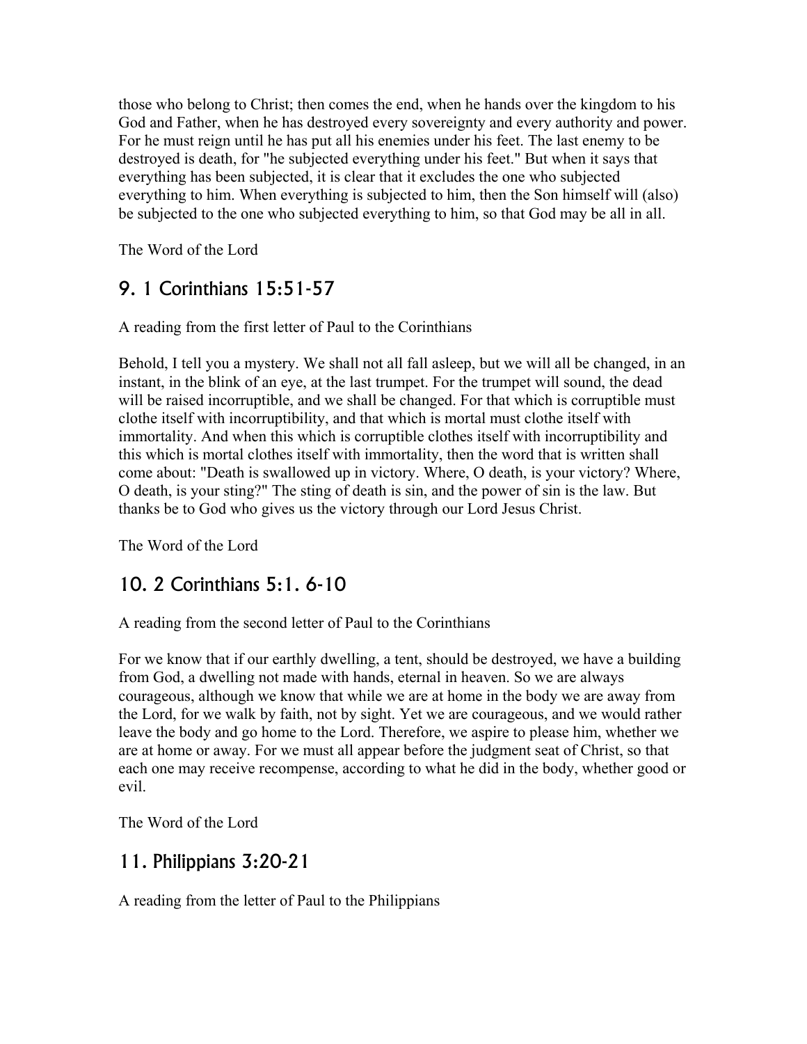those who belong to Christ; then comes the end, when he hands over the kingdom to his God and Father, when he has destroyed every sovereignty and every authority and power. For he must reign until he has put all his enemies under his feet. The last enemy to be destroyed is death, for "he subjected everything under his feet." But when it says that everything has been subjected, it is clear that it excludes the one who subjected everything to him. When everything is subjected to him, then the Son himself will (also) be subjected to the one who subjected everything to him, so that God may be all in all.

The Word of the Lord

## 9. 1 Corinthians 15:51-57

A reading from the first letter of Paul to the Corinthians

Behold, I tell you a mystery. We shall not all fall asleep, but we will all be changed, in an instant, in the blink of an eye, at the last trumpet. For the trumpet will sound, the dead will be raised incorruptible, and we shall be changed. For that which is corruptible must clothe itself with incorruptibility, and that which is mortal must clothe itself with immortality. And when this which is corruptible clothes itself with incorruptibility and this which is mortal clothes itself with immortality, then the word that is written shall come about: "Death is swallowed up in victory. Where, O death, is your victory? Where, O death, is your sting?" The sting of death is sin, and the power of sin is the law. But thanks be to God who gives us the victory through our Lord Jesus Christ.

The Word of the Lord

## 10. 2 Corinthians 5:1. 6-10

A reading from the second letter of Paul to the Corinthians

For we know that if our earthly dwelling, a tent, should be destroyed, we have a building from God, a dwelling not made with hands, eternal in heaven. So we are always courageous, although we know that while we are at home in the body we are away from the Lord, for we walk by faith, not by sight. Yet we are courageous, and we would rather leave the body and go home to the Lord. Therefore, we aspire to please him, whether we are at home or away. For we must all appear before the judgment seat of Christ, so that each one may receive recompense, according to what he did in the body, whether good or evil.

The Word of the Lord

## 11. Philippians 3:20-21

A reading from the letter of Paul to the Philippians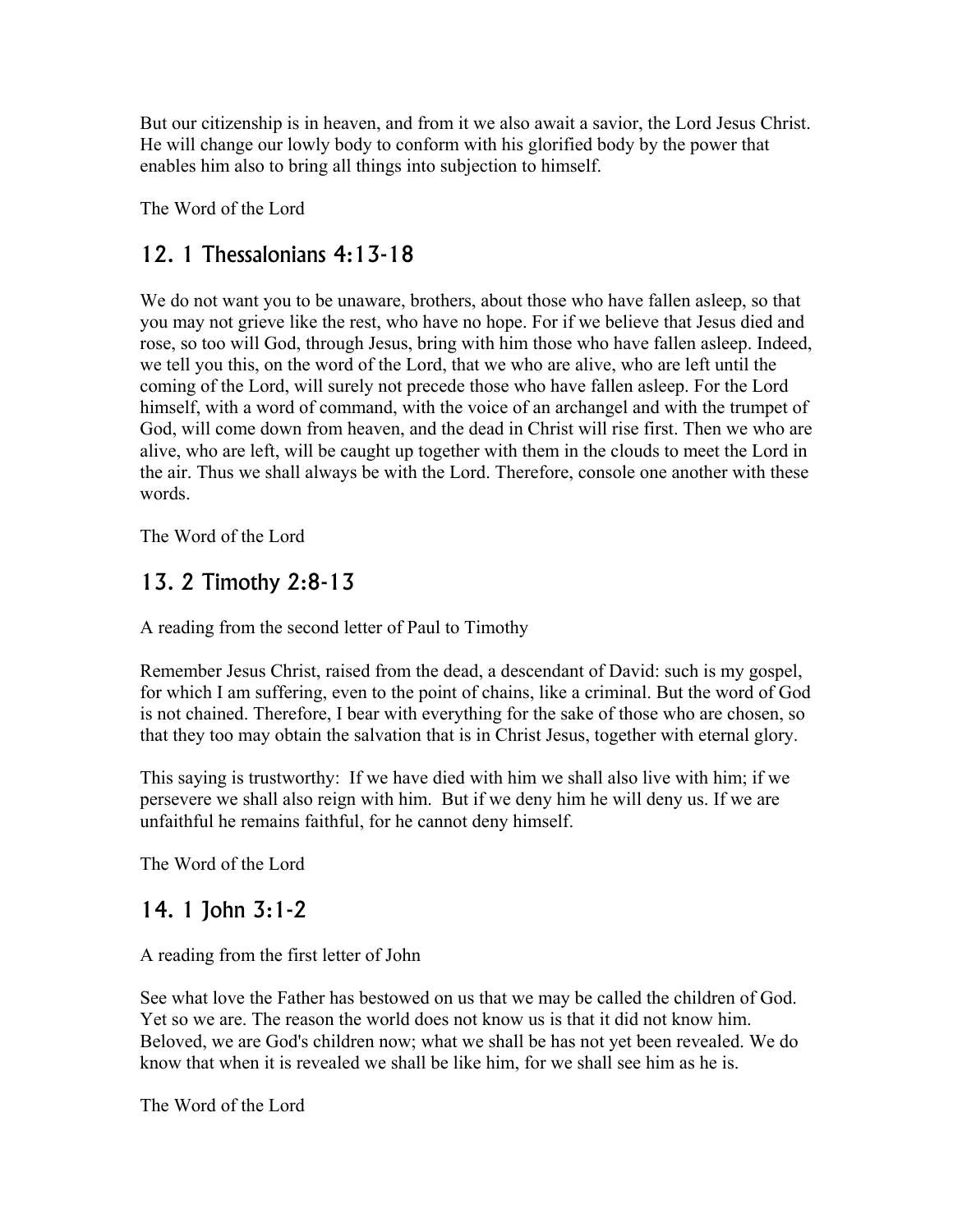But our citizenship is in heaven, and from it we also await a savior, the Lord Jesus Christ. He will change our lowly body to conform with his glorified body by the power that enables him also to bring all things into subjection to himself.

The Word of the Lord

## 12. 1 Thessalonians 4:13-18

We do not want you to be unaware, brothers, about those who have fallen asleep, so that you may not grieve like the rest, who have no hope. For if we believe that Jesus died and rose, so too will God, through Jesus, bring with him those who have fallen asleep. Indeed, we tell you this, on the word of the Lord, that we who are alive, who are left until the coming of the Lord, will surely not precede those who have fallen asleep. For the Lord himself, with a word of command, with the voice of an archangel and with the trumpet of God, will come down from heaven, and the dead in Christ will rise first. Then we who are alive, who are left, will be caught up together with them in the clouds to meet the Lord in the air. Thus we shall always be with the Lord. Therefore, console one another with these words.

The Word of the Lord

## 13. 2 Timothy 2:8-13

A reading from the second letter of Paul to Timothy

Remember Jesus Christ, raised from the dead, a descendant of David: such is my gospel, for which I am suffering, even to the point of chains, like a criminal. But the word of God is not chained. Therefore, I bear with everything for the sake of those who are chosen, so that they too may obtain the salvation that is in Christ Jesus, together with eternal glory.

This saying is trustworthy: If we have died with him we shall also live with him; if we persevere we shall also reign with him. But if we deny him he will deny us. If we are unfaithful he remains faithful, for he cannot deny himself.

The Word of the Lord

## 14. 1 John 3:1-2

A reading from the first letter of John

See what love the Father has bestowed on us that we may be called the children of God. Yet so we are. The reason the world does not know us is that it did not know him. Beloved, we are God's children now; what we shall be has not yet been revealed. We do know that when it is revealed we shall be like him, for we shall see him as he is.

The Word of the Lord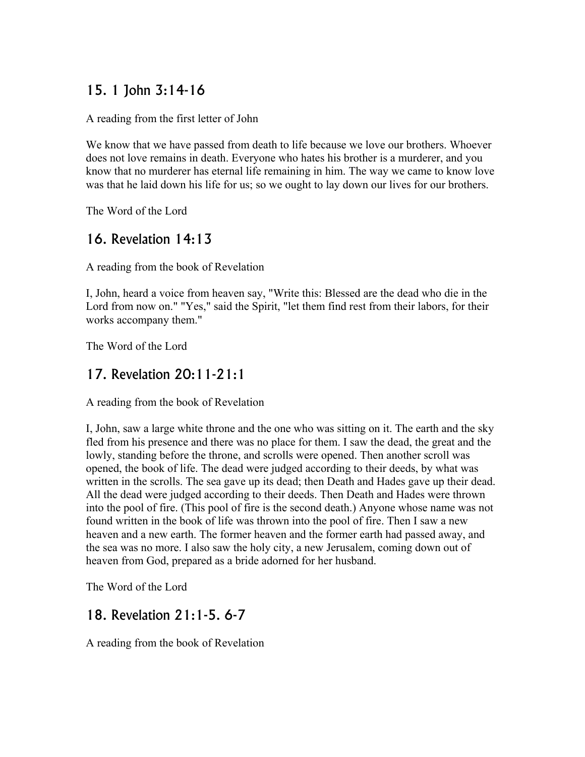## 15. 1 John 3:14-16

A reading from the first letter of John

We know that we have passed from death to life because we love our brothers. Whoever does not love remains in death. Everyone who hates his brother is a murderer, and you know that no murderer has eternal life remaining in him. The way we came to know love was that he laid down his life for us; so we ought to lay down our lives for our brothers.

The Word of the Lord

## 16. Revelation 14:13

A reading from the book of Revelation

I, John, heard a voice from heaven say, "Write this: Blessed are the dead who die in the Lord from now on." "Yes," said the Spirit, "let them find rest from their labors, for their works accompany them."

The Word of the Lord

## 17. Revelation 20:11-21:1

A reading from the book of Revelation

I, John, saw a large white throne and the one who was sitting on it. The earth and the sky fled from his presence and there was no place for them. I saw the dead, the great and the lowly, standing before the throne, and scrolls were opened. Then another scroll was opened, the book of life. The dead were judged according to their deeds, by what was written in the scrolls. The sea gave up its dead; then Death and Hades gave up their dead. All the dead were judged according to their deeds. Then Death and Hades were thrown into the pool of fire. (This pool of fire is the second death.) Anyone whose name was not found written in the book of life was thrown into the pool of fire. Then I saw a new heaven and a new earth. The former heaven and the former earth had passed away, and the sea was no more. I also saw the holy city, a new Jerusalem, coming down out of heaven from God, prepared as a bride adorned for her husband.

The Word of the Lord

## 18. Revelation 21:1-5. 6-7

A reading from the book of Revelation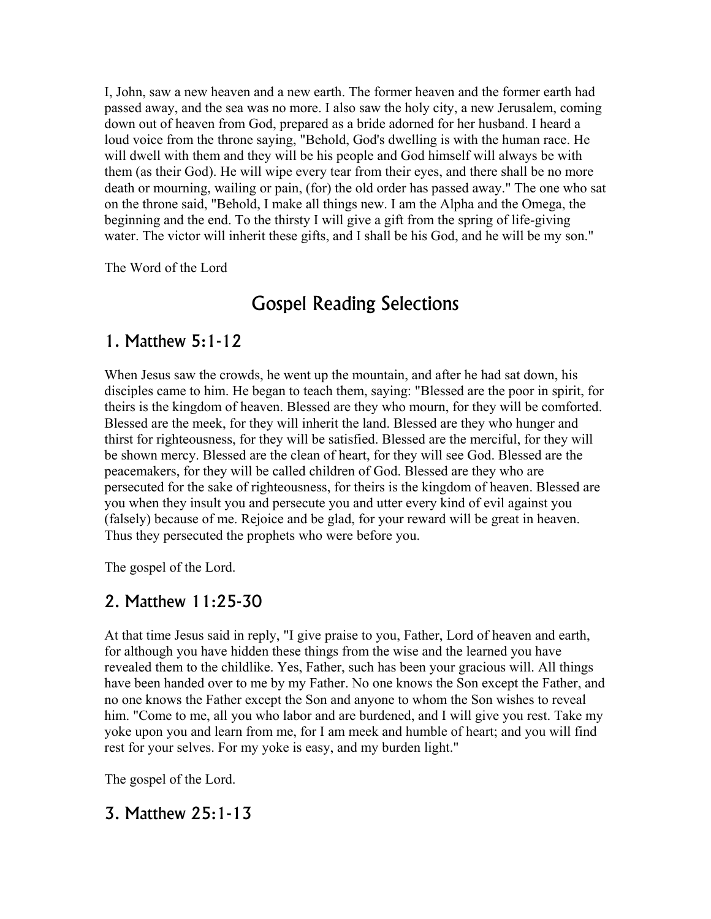I, John, saw a new heaven and a new earth. The former heaven and the former earth had passed away, and the sea was no more. I also saw the holy city, a new Jerusalem, coming down out of heaven from God, prepared as a bride adorned for her husband. I heard a loud voice from the throne saying, "Behold, God's dwelling is with the human race. He will dwell with them and they will be his people and God himself will always be with them (as their God). He will wipe every tear from their eyes, and there shall be no more death or mourning, wailing or pain, (for) the old order has passed away." The one who sat on the throne said, "Behold, I make all things new. I am the Alpha and the Omega, the beginning and the end. To the thirsty I will give a gift from the spring of life-giving water. The victor will inherit these gifts, and I shall be his God, and he will be my son."

The Word of the Lord

# Gospel Reading Selections

## 1. Matthew 5:1-12

When Jesus saw the crowds, he went up the mountain, and after he had sat down, his disciples came to him. He began to teach them, saying: "Blessed are the poor in spirit, for theirs is the kingdom of heaven. Blessed are they who mourn, for they will be comforted. Blessed are the meek, for they will inherit the land. Blessed are they who hunger and thirst for righteousness, for they will be satisfied. Blessed are the merciful, for they will be shown mercy. Blessed are the clean of heart, for they will see God. Blessed are the peacemakers, for they will be called children of God. Blessed are they who are persecuted for the sake of righteousness, for theirs is the kingdom of heaven. Blessed are you when they insult you and persecute you and utter every kind of evil against you (falsely) because of me. Rejoice and be glad, for your reward will be great in heaven. Thus they persecuted the prophets who were before you.

The gospel of the Lord.

## 2. Matthew 11:25-30

At that time Jesus said in reply, "I give praise to you, Father, Lord of heaven and earth, for although you have hidden these things from the wise and the learned you have revealed them to the childlike. Yes, Father, such has been your gracious will. All things have been handed over to me by my Father. No one knows the Son except the Father, and no one knows the Father except the Son and anyone to whom the Son wishes to reveal him. "Come to me, all you who labor and are burdened, and I will give you rest. Take my yoke upon you and learn from me, for I am meek and humble of heart; and you will find rest for your selves. For my yoke is easy, and my burden light."

The gospel of the Lord.

## 3. Matthew 25:1-13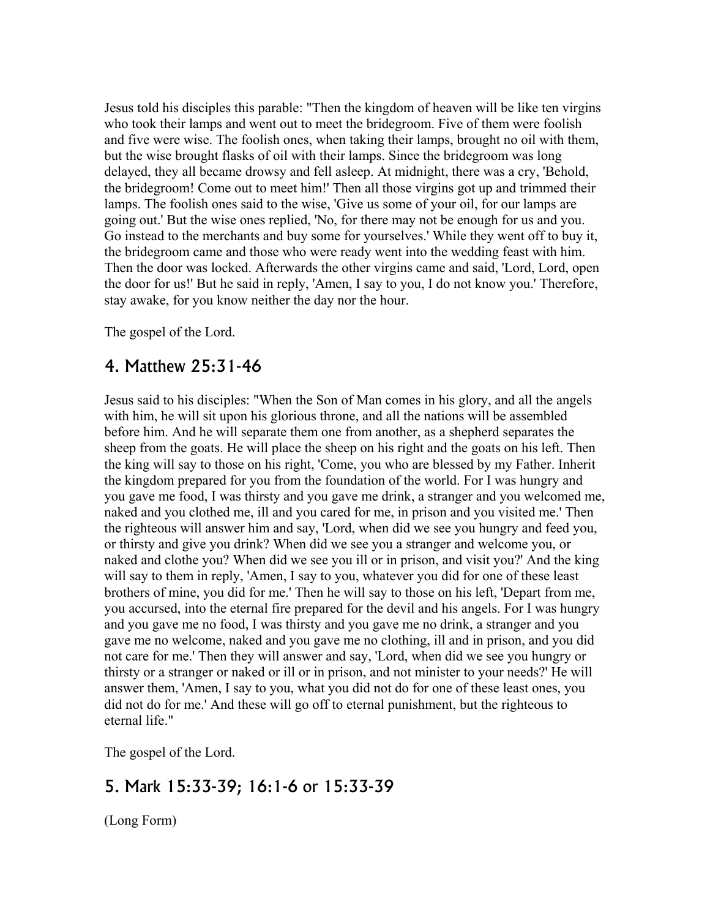Jesus told his disciples this parable: "Then the kingdom of heaven will be like ten virgins who took their lamps and went out to meet the bridegroom. Five of them were foolish and five were wise. The foolish ones, when taking their lamps, brought no oil with them, but the wise brought flasks of oil with their lamps. Since the bridegroom was long delayed, they all became drowsy and fell asleep. At midnight, there was a cry, 'Behold, the bridegroom! Come out to meet him!' Then all those virgins got up and trimmed their lamps. The foolish ones said to the wise, 'Give us some of your oil, for our lamps are going out.' But the wise ones replied, 'No, for there may not be enough for us and you. Go instead to the merchants and buy some for yourselves.' While they went off to buy it, the bridegroom came and those who were ready went into the wedding feast with him. Then the door was locked. Afterwards the other virgins came and said, 'Lord, Lord, open the door for us!' But he said in reply, 'Amen, I say to you, I do not know you.' Therefore, stay awake, for you know neither the day nor the hour.

The gospel of the Lord.

## 4. Matthew 25:31-46

Jesus said to his disciples: "When the Son of Man comes in his glory, and all the angels with him, he will sit upon his glorious throne, and all the nations will be assembled before him. And he will separate them one from another, as a shepherd separates the sheep from the goats. He will place the sheep on his right and the goats on his left. Then the king will say to those on his right, 'Come, you who are blessed by my Father. Inherit the kingdom prepared for you from the foundation of the world. For I was hungry and you gave me food, I was thirsty and you gave me drink, a stranger and you welcomed me, naked and you clothed me, ill and you cared for me, in prison and you visited me.' Then the righteous will answer him and say, 'Lord, when did we see you hungry and feed you, or thirsty and give you drink? When did we see you a stranger and welcome you, or naked and clothe you? When did we see you ill or in prison, and visit you?' And the king will say to them in reply, 'Amen, I say to you, whatever you did for one of these least brothers of mine, you did for me.' Then he will say to those on his left, 'Depart from me, you accursed, into the eternal fire prepared for the devil and his angels. For I was hungry and you gave me no food, I was thirsty and you gave me no drink, a stranger and you gave me no welcome, naked and you gave me no clothing, ill and in prison, and you did not care for me.' Then they will answer and say, 'Lord, when did we see you hungry or thirsty or a stranger or naked or ill or in prison, and not minister to your needs?' He will answer them, 'Amen, I say to you, what you did not do for one of these least ones, you did not do for me.' And these will go off to eternal punishment, but the righteous to eternal life."

The gospel of the Lord.

## 5. Mark 15:33-39; 16:1-6 or 15:33-39

(Long Form)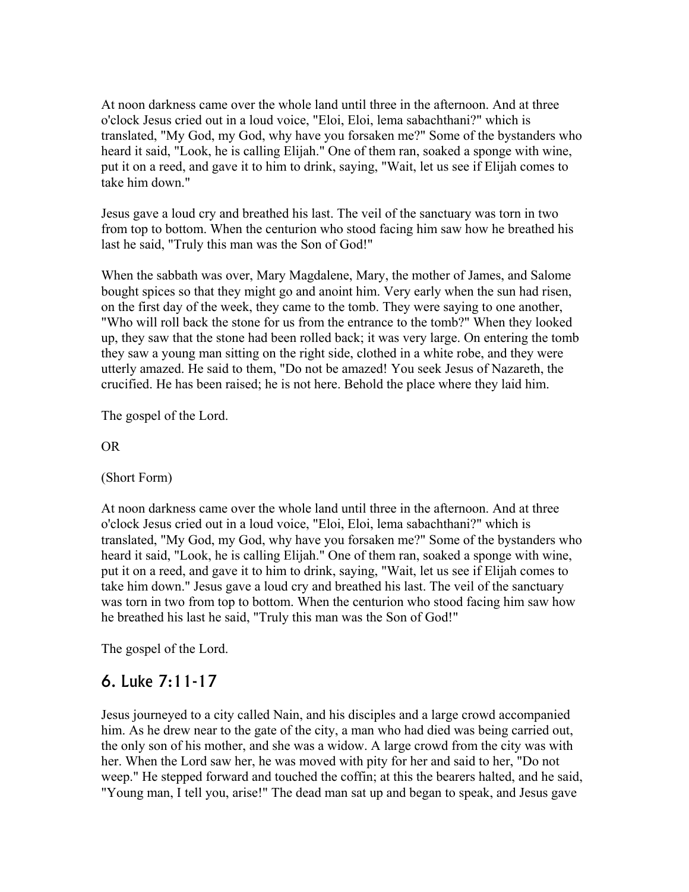At noon darkness came over the whole land until three in the afternoon. And at three o'clock Jesus cried out in a loud voice, "Eloi, Eloi, lema sabachthani?" which is translated, "My God, my God, why have you forsaken me?" Some of the bystanders who heard it said, "Look, he is calling Elijah." One of them ran, soaked a sponge with wine, put it on a reed, and gave it to him to drink, saying, "Wait, let us see if Elijah comes to take him down."

Jesus gave a loud cry and breathed his last. The veil of the sanctuary was torn in two from top to bottom. When the centurion who stood facing him saw how he breathed his last he said, "Truly this man was the Son of God!"

When the sabbath was over, Mary Magdalene, Mary, the mother of James, and Salome bought spices so that they might go and anoint him. Very early when the sun had risen, on the first day of the week, they came to the tomb. They were saying to one another, "Who will roll back the stone for us from the entrance to the tomb?" When they looked up, they saw that the stone had been rolled back; it was very large. On entering the tomb they saw a young man sitting on the right side, clothed in a white robe, and they were utterly amazed. He said to them, "Do not be amazed! You seek Jesus of Nazareth, the crucified. He has been raised; he is not here. Behold the place where they laid him.

The gospel of the Lord.

OR

(Short Form)

At noon darkness came over the whole land until three in the afternoon. And at three o'clock Jesus cried out in a loud voice, "Eloi, Eloi, lema sabachthani?" which is translated, "My God, my God, why have you forsaken me?" Some of the bystanders who heard it said, "Look, he is calling Elijah." One of them ran, soaked a sponge with wine, put it on a reed, and gave it to him to drink, saying, "Wait, let us see if Elijah comes to take him down." Jesus gave a loud cry and breathed his last. The veil of the sanctuary was torn in two from top to bottom. When the centurion who stood facing him saw how he breathed his last he said, "Truly this man was the Son of God!"

The gospel of the Lord.

## 6. Luke 7:11-17

Jesus journeyed to a city called Nain, and his disciples and a large crowd accompanied him. As he drew near to the gate of the city, a man who had died was being carried out, the only son of his mother, and she was a widow. A large crowd from the city was with her. When the Lord saw her, he was moved with pity for her and said to her, "Do not weep." He stepped forward and touched the coffin; at this the bearers halted, and he said, "Young man, I tell you, arise!" The dead man sat up and began to speak, and Jesus gave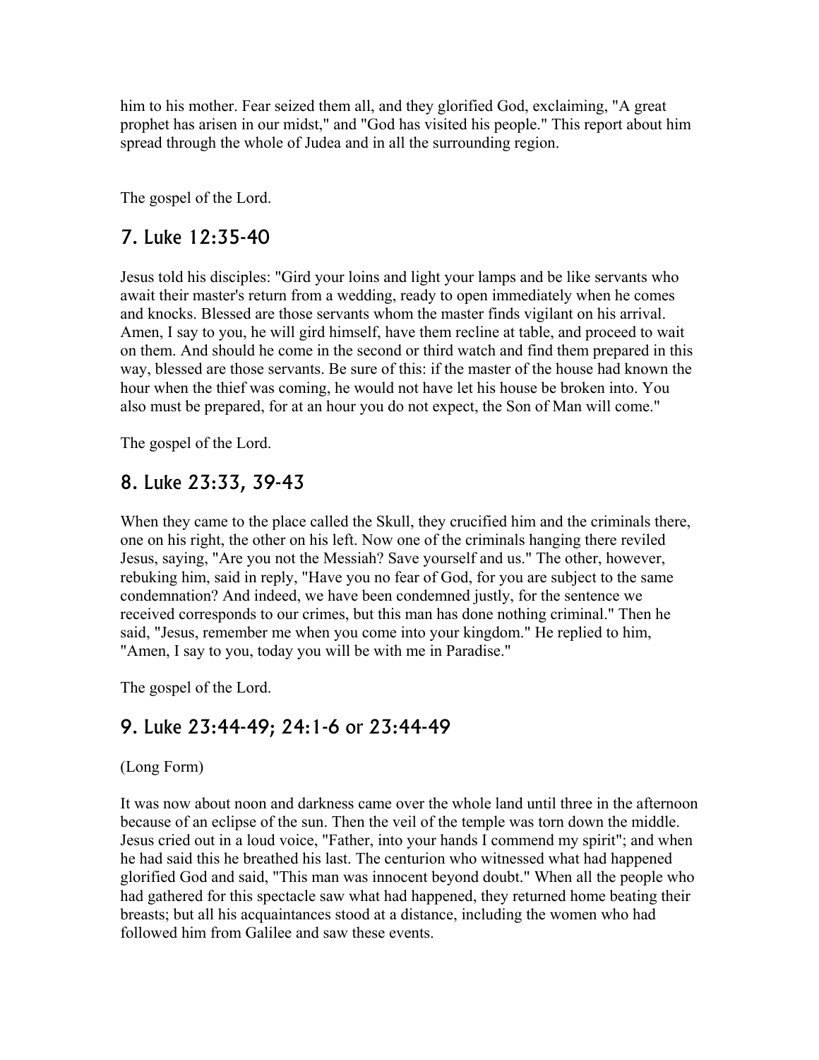him to his mother. Fear seized them all, and they glorified God, exclaiming, "A great prophet has arisen in our midst," and "God has visited his people." This report about him spread through the whole of Judea and in all the surrounding region.

The gospel of the Lord.

## 7. Luke 12:35-40

Jesus told his disciples: "Gird your loins and light your lamps and be like servants who await their master's return from a wedding, ready to open immediately when he comes and knocks. Blessed are those servants whom the master finds vigilant on his arrival. Amen, I say to you, he will gird himself, have them recline at table, and proceed to wait on them. And should he come in the second or third watch and find them prepared in this way, blessed are those servants. Be sure of this: if the master of the house had known the hour when the thief was coming, he would not have let his house be broken into. You also must be prepared, for at an hour you do not expect, the Son of Man will come."

The gospel of the Lord.

## 8. Luke 23:33, 39-43

When they came to the place called the Skull, they crucified him and the criminals there, one on his right, the other on his left. Now one of the criminals hanging there reviled Jesus, saying, "Are you not the Messiah? Save yourself and us." The other, however, rebuking him, said in reply, "Have you no fear of God, for you are subject to the same condemnation? And indeed, we have been condemned justly, for the sentence we received corresponds to our crimes, but this man has done nothing criminal." Then he said, "Jesus, remember me when you come into your kingdom." He replied to him, "Amen, I say to you, today you will be with me in Paradise."

The gospel of the Lord.

## 9. Luke 23:44-49; 24:1-6 or 23:44-49

(Long Form)

It was now about noon and darkness came over the whole land until three in the afternoon because of an eclipse of the sun. Then the veil of the temple was torn down the middle. Jesus cried out in a loud voice, "Father, into your hands I commend my spirit"; and when he had said this he breathed his last. The centurion who witnessed what had happened glorified God and said, "This man was innocent beyond doubt." When all the people who had gathered for this spectacle saw what had happened, they returned home beating their breasts; but all his acquaintances stood at a distance, including the women who had followed him from Galilee and saw these events.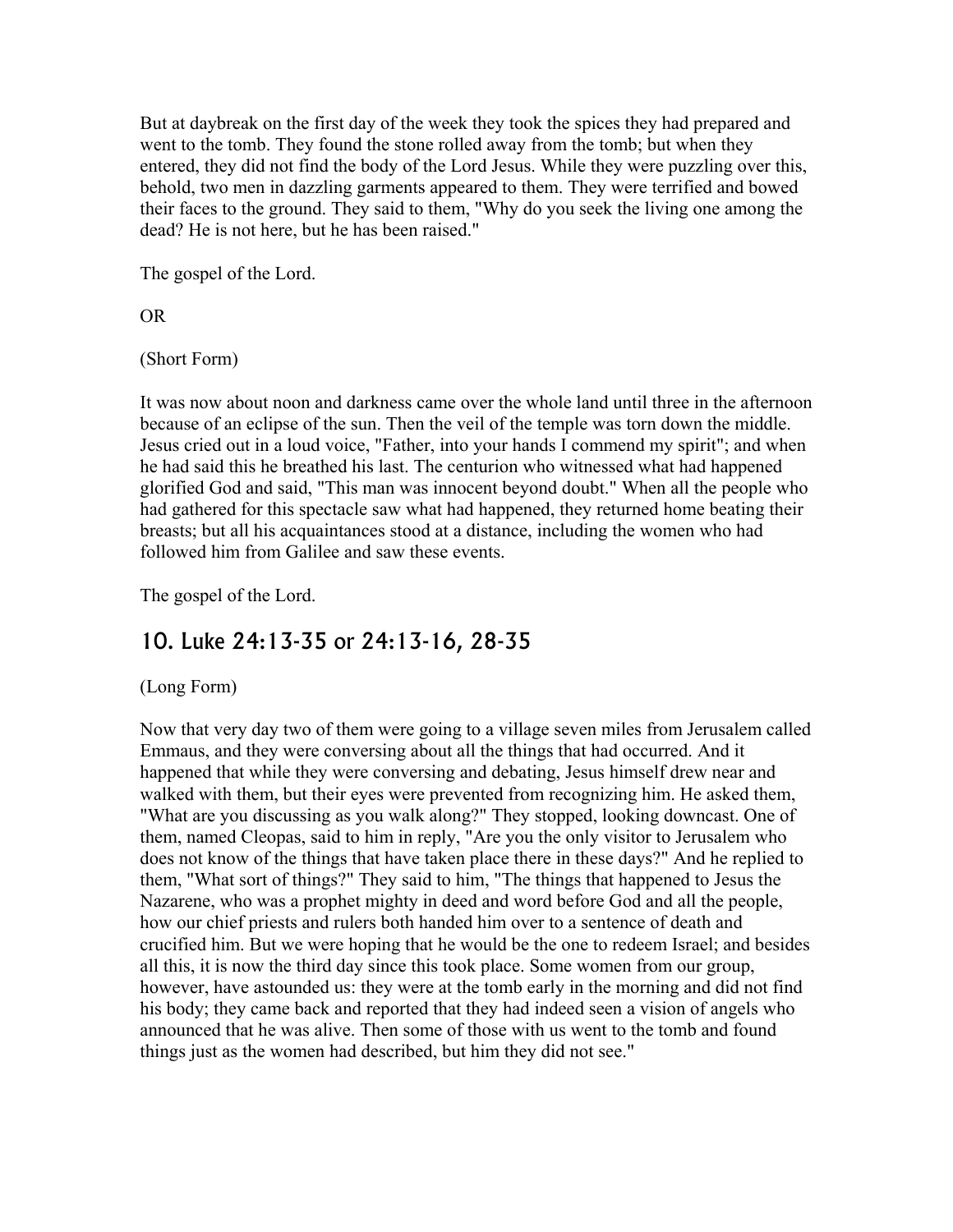But at daybreak on the first day of the week they took the spices they had prepared and went to the tomb. They found the stone rolled away from the tomb; but when they entered, they did not find the body of the Lord Jesus. While they were puzzling over this, behold, two men in dazzling garments appeared to them. They were terrified and bowed their faces to the ground. They said to them, "Why do you seek the living one among the dead? He is not here, but he has been raised."

The gospel of the Lord.

OR

(Short Form)

It was now about noon and darkness came over the whole land until three in the afternoon because of an eclipse of the sun. Then the veil of the temple was torn down the middle. Jesus cried out in a loud voice, "Father, into your hands I commend my spirit"; and when he had said this he breathed his last. The centurion who witnessed what had happened glorified God and said, "This man was innocent beyond doubt." When all the people who had gathered for this spectacle saw what had happened, they returned home beating their breasts; but all his acquaintances stood at a distance, including the women who had followed him from Galilee and saw these events.

The gospel of the Lord.

## 10. Luke 24:13-35 or 24:13-16, 28-35

(Long Form)

Now that very day two of them were going to a village seven miles from Jerusalem called Emmaus, and they were conversing about all the things that had occurred. And it happened that while they were conversing and debating, Jesus himself drew near and walked with them, but their eyes were prevented from recognizing him. He asked them, "What are you discussing as you walk along?" They stopped, looking downcast. One of them, named Cleopas, said to him in reply, "Are you the only visitor to Jerusalem who does not know of the things that have taken place there in these days?" And he replied to them, "What sort of things?" They said to him, "The things that happened to Jesus the Nazarene, who was a prophet mighty in deed and word before God and all the people, how our chief priests and rulers both handed him over to a sentence of death and crucified him. But we were hoping that he would be the one to redeem Israel; and besides all this, it is now the third day since this took place. Some women from our group, however, have astounded us: they were at the tomb early in the morning and did not find his body; they came back and reported that they had indeed seen a vision of angels who announced that he was alive. Then some of those with us went to the tomb and found things just as the women had described, but him they did not see."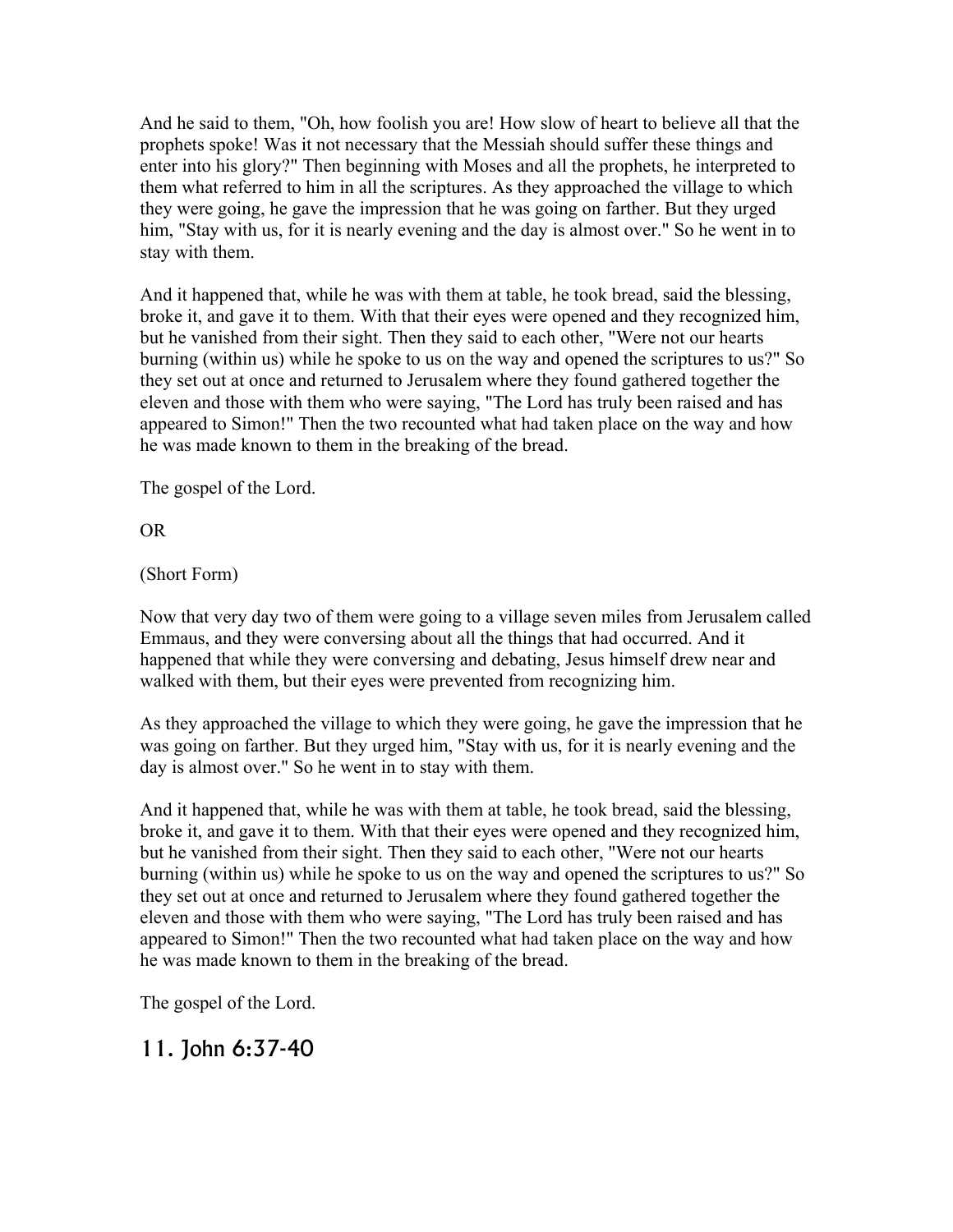And he said to them, "Oh, how foolish you are! How slow of heart to believe all that the prophets spoke! Was it not necessary that the Messiah should suffer these things and enter into his glory?" Then beginning with Moses and all the prophets, he interpreted to them what referred to him in all the scriptures. As they approached the village to which they were going, he gave the impression that he was going on farther. But they urged him, "Stay with us, for it is nearly evening and the day is almost over." So he went in to stay with them.

And it happened that, while he was with them at table, he took bread, said the blessing, broke it, and gave it to them. With that their eyes were opened and they recognized him, but he vanished from their sight. Then they said to each other, "Were not our hearts burning (within us) while he spoke to us on the way and opened the scriptures to us?" So they set out at once and returned to Jerusalem where they found gathered together the eleven and those with them who were saying, "The Lord has truly been raised and has appeared to Simon!" Then the two recounted what had taken place on the way and how he was made known to them in the breaking of the bread.

The gospel of the Lord.

OR

(Short Form)

Now that very day two of them were going to a village seven miles from Jerusalem called Emmaus, and they were conversing about all the things that had occurred. And it happened that while they were conversing and debating, Jesus himself drew near and walked with them, but their eyes were prevented from recognizing him.

As they approached the village to which they were going, he gave the impression that he was going on farther. But they urged him, "Stay with us, for it is nearly evening and the day is almost over." So he went in to stay with them.

And it happened that, while he was with them at table, he took bread, said the blessing, broke it, and gave it to them. With that their eyes were opened and they recognized him, but he vanished from their sight. Then they said to each other, "Were not our hearts burning (within us) while he spoke to us on the way and opened the scriptures to us?" So they set out at once and returned to Jerusalem where they found gathered together the eleven and those with them who were saying, "The Lord has truly been raised and has appeared to Simon!" Then the two recounted what had taken place on the way and how he was made known to them in the breaking of the bread.

The gospel of the Lord.

## 11. John 6:37-40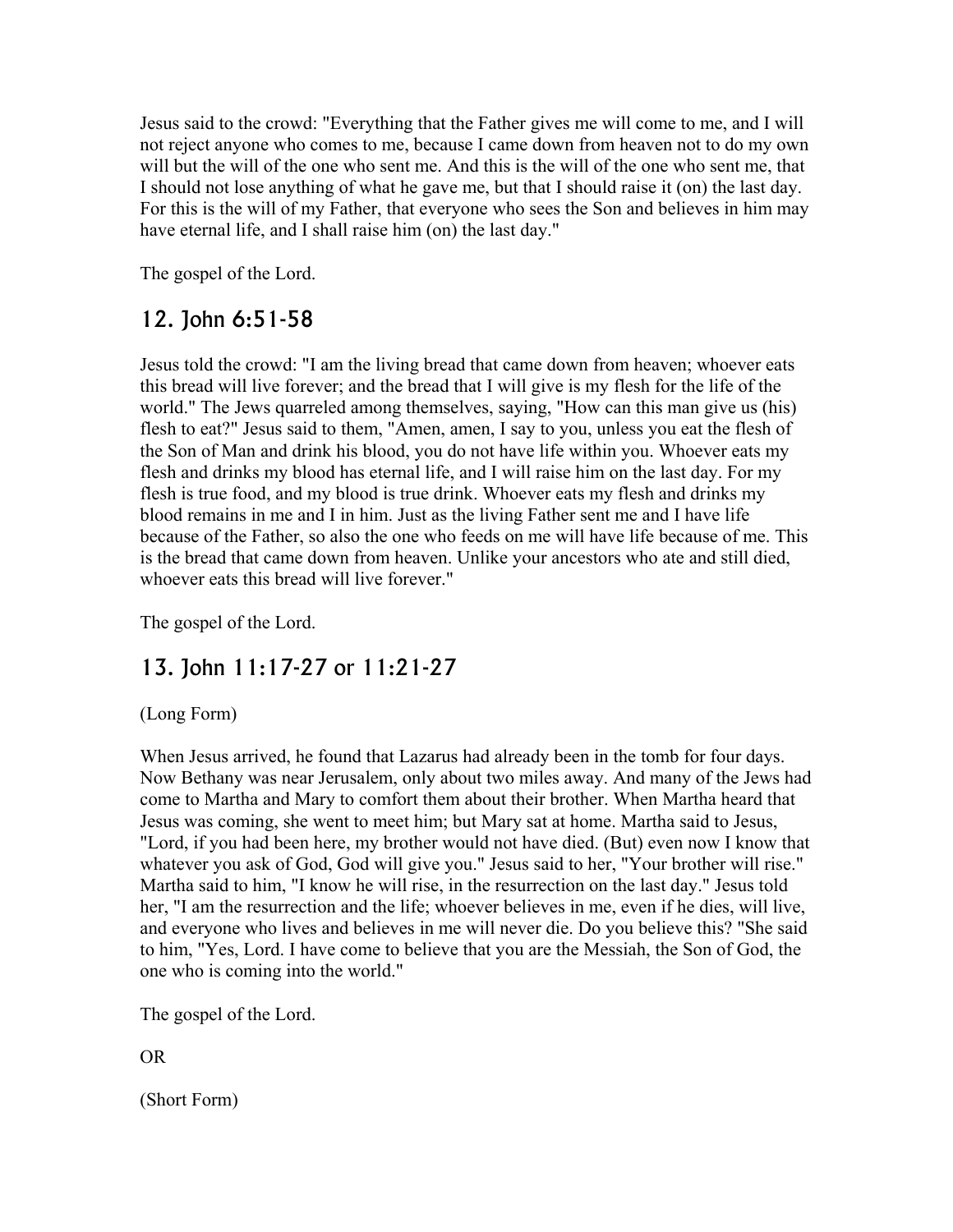Jesus said to the crowd: "Everything that the Father gives me will come to me, and I will not reject anyone who comes to me, because I came down from heaven not to do my own will but the will of the one who sent me. And this is the will of the one who sent me, that I should not lose anything of what he gave me, but that I should raise it (on) the last day. For this is the will of my Father, that everyone who sees the Son and believes in him may have eternal life, and I shall raise him (on) the last day."

The gospel of the Lord.

## 12. John 6:51-58

Jesus told the crowd: "I am the living bread that came down from heaven; whoever eats this bread will live forever; and the bread that I will give is my flesh for the life of the world." The Jews quarreled among themselves, saying, "How can this man give us (his) flesh to eat?" Jesus said to them, "Amen, amen, I say to you, unless you eat the flesh of the Son of Man and drink his blood, you do not have life within you. Whoever eats my flesh and drinks my blood has eternal life, and I will raise him on the last day. For my flesh is true food, and my blood is true drink. Whoever eats my flesh and drinks my blood remains in me and I in him. Just as the living Father sent me and I have life because of the Father, so also the one who feeds on me will have life because of me. This is the bread that came down from heaven. Unlike your ancestors who ate and still died, whoever eats this bread will live forever."

The gospel of the Lord.

## 13. John 11:17-27 or 11:21-27

(Long Form)

When Jesus arrived, he found that Lazarus had already been in the tomb for four days. Now Bethany was near Jerusalem, only about two miles away. And many of the Jews had come to Martha and Mary to comfort them about their brother. When Martha heard that Jesus was coming, she went to meet him; but Mary sat at home. Martha said to Jesus, "Lord, if you had been here, my brother would not have died. (But) even now I know that whatever you ask of God, God will give you." Jesus said to her, "Your brother will rise." Martha said to him, "I know he will rise, in the resurrection on the last day." Jesus told her, "I am the resurrection and the life; whoever believes in me, even if he dies, will live, and everyone who lives and believes in me will never die. Do you believe this? "She said to him, "Yes, Lord. I have come to believe that you are the Messiah, the Son of God, the one who is coming into the world."

The gospel of the Lord.

OR

(Short Form)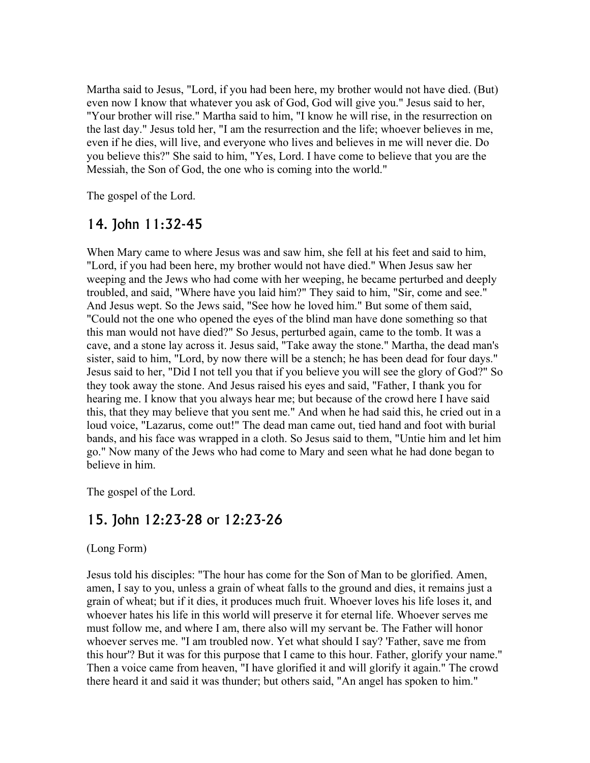Martha said to Jesus, "Lord, if you had been here, my brother would not have died. (But) even now I know that whatever you ask of God, God will give you." Jesus said to her, "Your brother will rise." Martha said to him, "I know he will rise, in the resurrection on the last day." Jesus told her, "I am the resurrection and the life; whoever believes in me, even if he dies, will live, and everyone who lives and believes in me will never die. Do you believe this?" She said to him, "Yes, Lord. I have come to believe that you are the Messiah, the Son of God, the one who is coming into the world."

The gospel of the Lord.

## 14. John 11:32-45

When Mary came to where Jesus was and saw him, she fell at his feet and said to him, "Lord, if you had been here, my brother would not have died." When Jesus saw her weeping and the Jews who had come with her weeping, he became perturbed and deeply troubled, and said, "Where have you laid him?" They said to him, "Sir, come and see." And Jesus wept. So the Jews said, "See how he loved him." But some of them said, "Could not the one who opened the eyes of the blind man have done something so that this man would not have died?" So Jesus, perturbed again, came to the tomb. It was a cave, and a stone lay across it. Jesus said, "Take away the stone." Martha, the dead man's sister, said to him, "Lord, by now there will be a stench; he has been dead for four days." Jesus said to her, "Did I not tell you that if you believe you will see the glory of God?" So they took away the stone. And Jesus raised his eyes and said, "Father, I thank you for hearing me. I know that you always hear me; but because of the crowd here I have said this, that they may believe that you sent me." And when he had said this, he cried out in a loud voice, "Lazarus, come out!" The dead man came out, tied hand and foot with burial bands, and his face was wrapped in a cloth. So Jesus said to them, "Untie him and let him go." Now many of the Jews who had come to Mary and seen what he had done began to believe in him.

The gospel of the Lord.

## 15. John 12:23-28 or 12:23-26

(Long Form)

Jesus told his disciples: "The hour has come for the Son of Man to be glorified. Amen, amen, I say to you, unless a grain of wheat falls to the ground and dies, it remains just a grain of wheat; but if it dies, it produces much fruit. Whoever loves his life loses it, and whoever hates his life in this world will preserve it for eternal life. Whoever serves me must follow me, and where I am, there also will my servant be. The Father will honor whoever serves me. "I am troubled now. Yet what should I say? 'Father, save me from this hour'? But it was for this purpose that I came to this hour. Father, glorify your name." Then a voice came from heaven, "I have glorified it and will glorify it again." The crowd there heard it and said it was thunder; but others said, "An angel has spoken to him."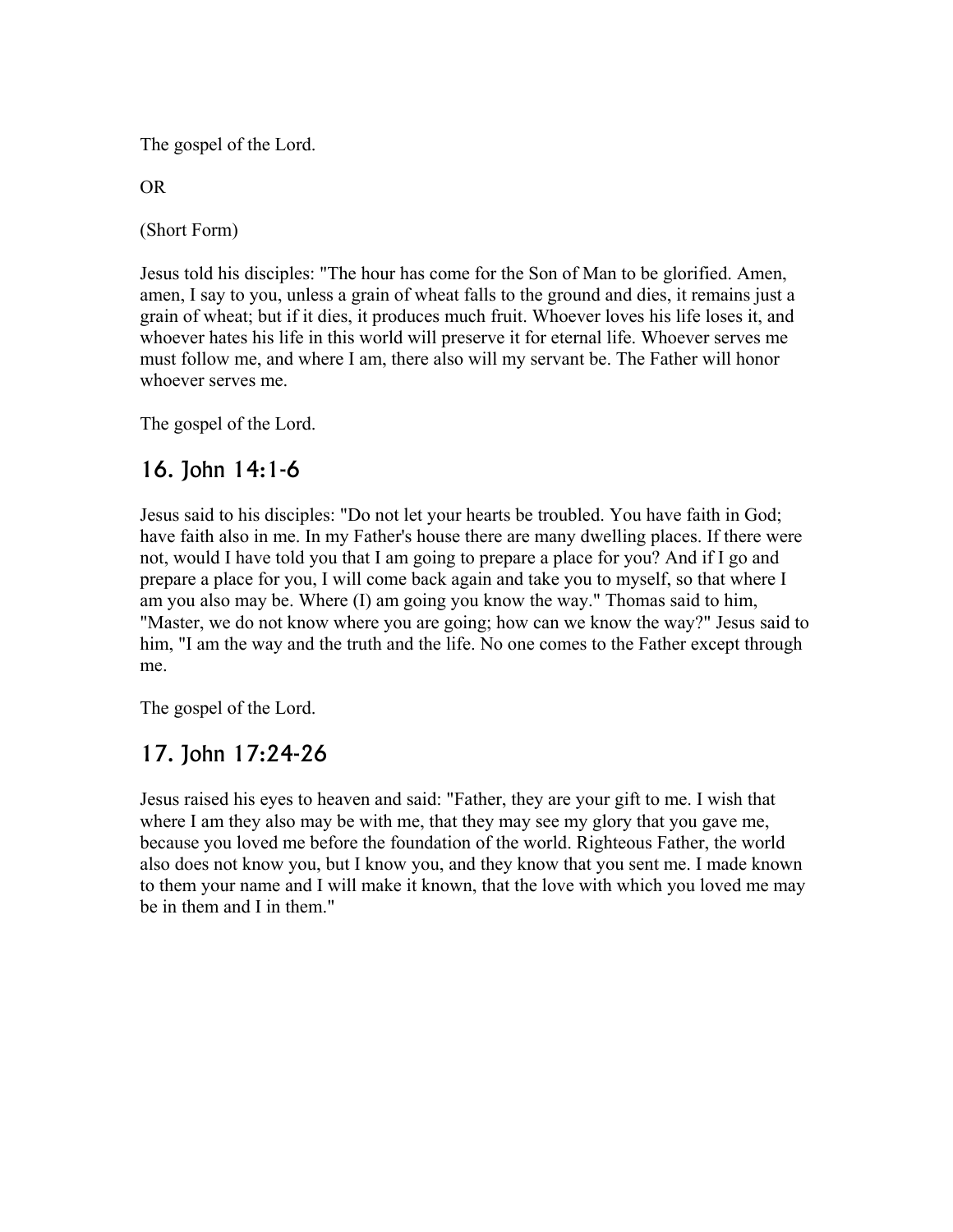The gospel of the Lord.

OR

(Short Form)

Jesus told his disciples: "The hour has come for the Son of Man to be glorified. Amen, amen, I say to you, unless a grain of wheat falls to the ground and dies, it remains just a grain of wheat; but if it dies, it produces much fruit. Whoever loves his life loses it, and whoever hates his life in this world will preserve it for eternal life. Whoever serves me must follow me, and where I am, there also will my servant be. The Father will honor whoever serves me.

The gospel of the Lord.

## 16. John 14:1-6

Jesus said to his disciples: "Do not let your hearts be troubled. You have faith in God; have faith also in me. In my Father's house there are many dwelling places. If there were not, would I have told you that I am going to prepare a place for you? And if I go and prepare a place for you, I will come back again and take you to myself, so that where I am you also may be. Where (I) am going you know the way." Thomas said to him, "Master, we do not know where you are going; how can we know the way?" Jesus said to him, "I am the way and the truth and the life. No one comes to the Father except through me.

The gospel of the Lord.

## 17. John 17:24-26

Jesus raised his eyes to heaven and said: "Father, they are your gift to me. I wish that where I am they also may be with me, that they may see my glory that you gave me, because you loved me before the foundation of the world. Righteous Father, the world also does not know you, but I know you, and they know that you sent me. I made known to them your name and I will make it known, that the love with which you loved me may be in them and I in them."